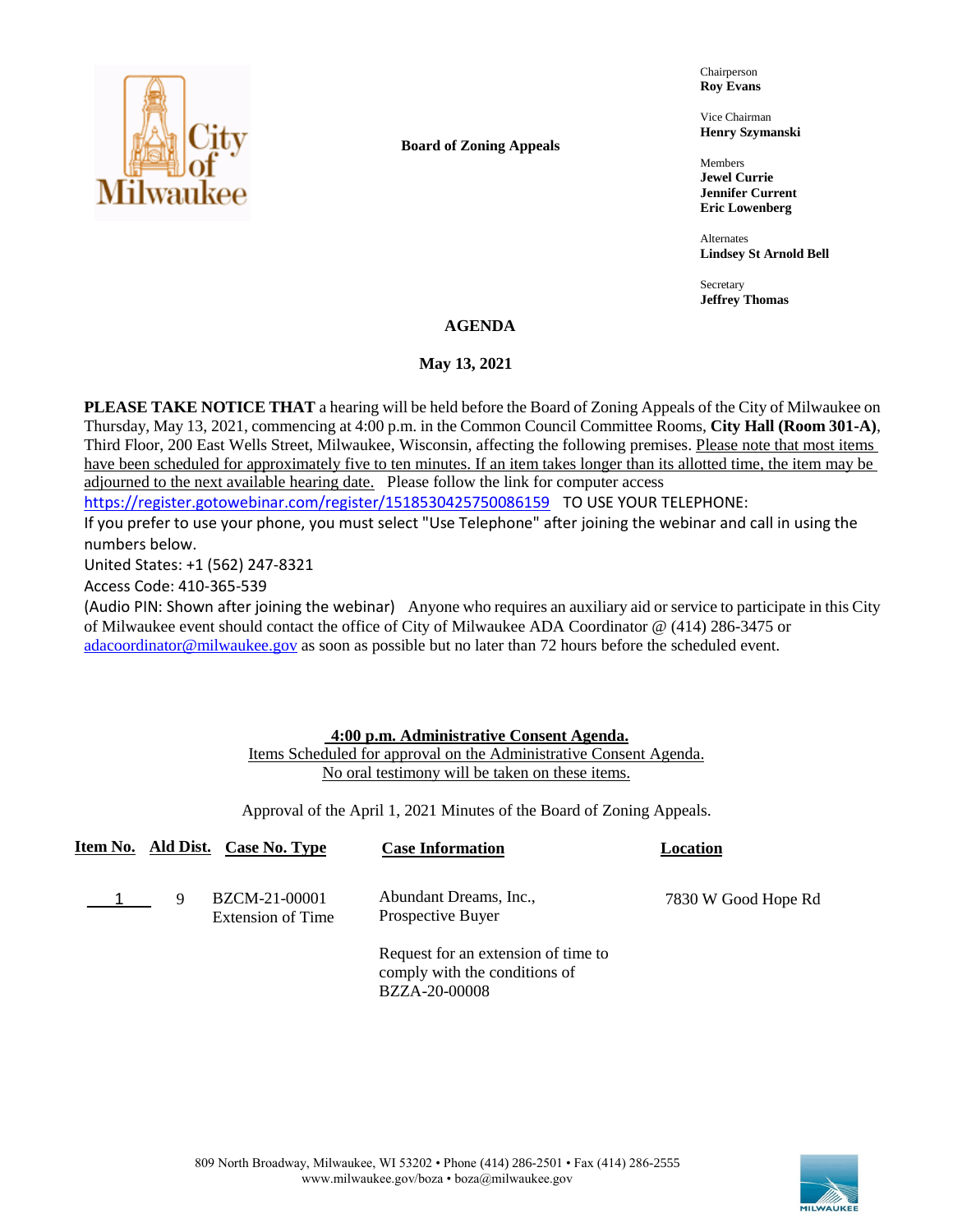**Board of Zoning Appeals**

Chairperson
**Roy Evans**

Vice Chairman
**Henry Szymanski**

Members
**Jewel Currie**
**Jennifer Current**
**Eric Lowenberg**

Alternates
**Lindsey St Arnold Bell**

Secretary
**Jeffrey Thomas**

# AGENDA

## May 13, 2021

**PLEASE TAKE NOTICE THAT** a hearing will be held before the Board of Zoning Appeals of the City of Milwaukee on Thursday, May 13, 2021, commencing at 4:00 p.m. in the Common Council Committee Rooms, **City Hall (Room 301-A)**, Third Floor, 200 East Wells Street, Milwaukee, Wisconsin, affecting the following premises. Please note that most items have been scheduled for approximately five to ten minutes. If an item takes longer than its allotted time, the item may be adjourned to the next available hearing date. Please follow the link for computer access https://register.gotowebinar.com/register/1518530425750086159 TO USE YOUR TELEPHONE:
If you prefer to use your phone, you must select "Use Telephone" after joining the webinar and call in using the numbers below.
United States: +1 (562) 247-8321
Access Code: 410-365-539
(Audio PIN: Shown after joining the webinar) Anyone who requires an auxiliary aid or service to participate in this City of Milwaukee event should contact the office of City of Milwaukee ADA Coordinator @ (414) 286-3475 or adacoordinator@milwaukee.gov as soon as possible but no later than 72 hours before the scheduled event.

**4:00 p.m. Administrative Consent Agenda.**
Items Scheduled for approval on the Administrative Consent Agenda.
No oral testimony will be taken on these items.

Approval of the April 1, 2021 Minutes of the Board of Zoning Appeals.

| Item No. | Ald Dist. | Case No. Type | Case Information | Location |
|---|---|---|---|---|
| 1 | 9 | BZCM-21-00001 Extension of Time | Abundant Dreams, Inc., Prospective Buyer<br><br>Request for an extension of time to comply with the conditions of BZZA-20-00008 | 7830 W Good Hope Rd |

809 North Broadway, Milwaukee, WI 53202 • Phone (414) 286-2501 • Fax (414) 286-2555
www.milwaukee.gov/boza • boza@milwaukee.gov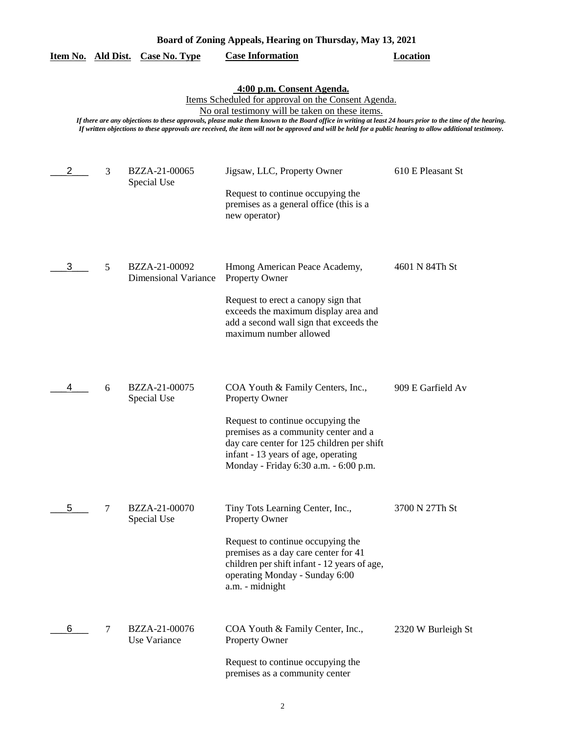**Board of Zoning Appeals, Hearing on Thursday, May 13, 2021**

**4:00 p.m. Consent Agenda.**

Items Scheduled for approval on the Consent Agenda.

No oral testimony will be taken on these items.

*If there are any objections to these approvals, please make them known to the Board office in writing at least 24 hours prior to the time of the hearing. If written objections to these approvals are received, the item will not be approved and will be held for a public hearing to allow additional testimony.*

| Item No. | Ald Dist. | Case No. Type | Case Information | Location |
|---|---|---|---|---|
| 2 | 3 | BZZA-21-00065 Special Use | Jigsaw, LLC, Property Owner<br><br>Request to continue occupying the premises as a general office (this is a new operator) | 610 E Pleasant St |
| 3 | 5 | BZZA-21-00092 Dimensional Variance | Hmong American Peace Academy, Property Owner<br><br>Request to erect a canopy sign that exceeds the maximum display area and add a second wall sign that exceeds the maximum number allowed | 4601 N 84Th St |
| 4 | 6 | BZZA-21-00075 Special Use | COA Youth & Family Centers, Inc., Property Owner<br><br>Request to continue occupying the premises as a community center and a day care center for 125 children per shift infant - 13 years of age, operating Monday - Friday 6:30 a.m. - 6:00 p.m. | 909 E Garfield Av |
| 5 | 7 | BZZA-21-00070 Special Use | Tiny Tots Learning Center, Inc., Property Owner<br><br>Request to continue occupying the premises as a day care center for 41 children per shift infant - 12 years of age, operating Monday - Sunday 6:00 a.m. - midnight | 3700 N 27Th St |
| 6 | 7 | BZZA-21-00076 Use Variance | COA Youth & Family Center, Inc., Property Owner<br><br>Request to continue occupying the premises as a community center | 2320 W Burleigh St |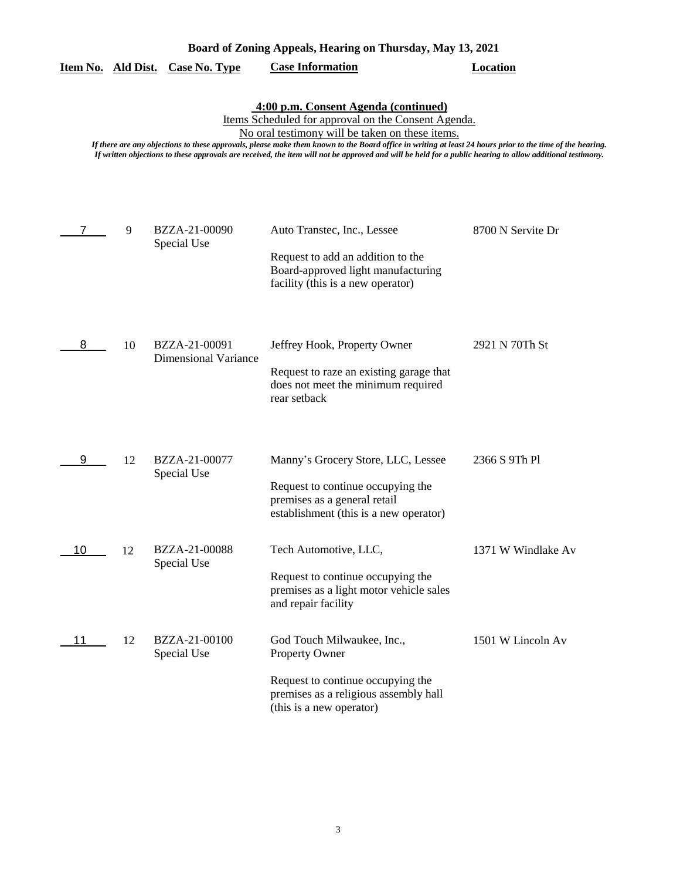**Board of Zoning Appeals, Hearing on Thursday, May 13, 2021**

**4:00 p.m. Consent Agenda (continued)**

Items Scheduled for approval on the Consent Agenda.

No oral testimony will be taken on these items.

*If there are any objections to these approvals, please make them known to the Board office in writing at least 24 hours prior to the time of the hearing. If written objections to these approvals are received, the item will not be approved and will be held for a public hearing to allow additional testimony.*

| Item No. | Ald Dist. | Case No. Type | Case Information | Location |
|---|---|---|---|---|
| 7 | 9 | BZZA-21-00090 Special Use | Auto Transtec, Inc., Lessee<br><br>Request to add an addition to the Board-approved light manufacturing facility (this is a new operator) | 8700 N Servite Dr |
| 8 | 10 | BZZA-21-00091 Dimensional Variance | Jeffrey Hook, Property Owner<br><br>Request to raze an existing garage that does not meet the minimum required rear setback | 2921 N 70Th St |
| 9 | 12 | BZZA-21-00077 Special Use | Manny's Grocery Store, LLC, Lessee<br><br>Request to continue occupying the premises as a general retail establishment (this is a new operator) | 2366 S 9Th Pl |
| 10 | 12 | BZZA-21-00088 Special Use | Tech Automotive, LLC,<br><br>Request to continue occupying the premises as a light motor vehicle sales and repair facility | 1371 W Windlake Av |
| 11 | 12 | BZZA-21-00100 Special Use | God Touch Milwaukee, Inc., Property Owner<br><br>Request to continue occupying the premises as a religious assembly hall (this is a new operator) | 1501 W Lincoln Av |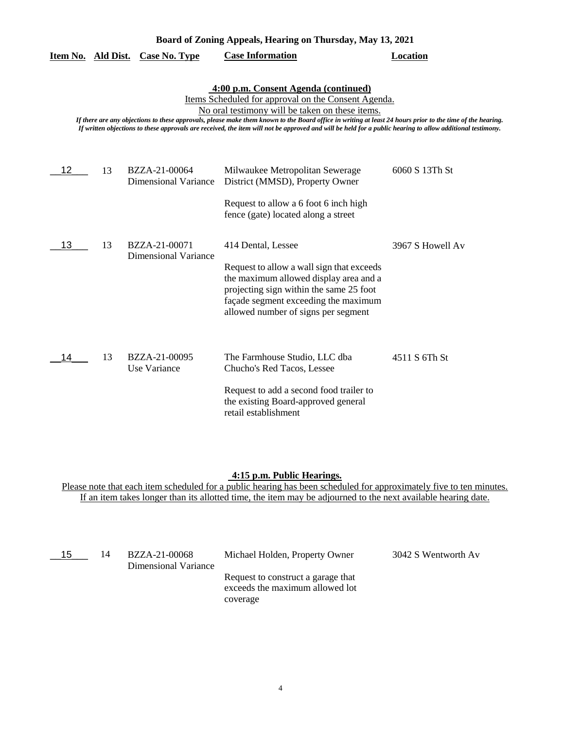**Board of Zoning Appeals, Hearing on Thursday, May 13, 2021**

| Item No. | Ald Dist. | Case No. Type | Case Information | Location |
|---|---|---|---|---|

**4:00 p.m. Consent Agenda (continued)**

Items Scheduled for approval on the Consent Agenda.

No oral testimony will be taken on these items.

*If there are any objections to these approvals, please make them known to the Board office in writing at least 24 hours prior to the time of the hearing. If written objections to these approvals are received, the item will not be approved and will be held for a public hearing to allow additional testimony.*

| Item No. | Ald Dist. | Case No. Type | Case Information | Location |
|---|---|---|---|---|
| 12 | 13 | BZZA-21-00064 Dimensional Variance | Milwaukee Metropolitan Sewerage District (MMSD), Property Owner<br><br>Request to allow a 6 foot 6 inch high fence (gate) located along a street | 6060 S 13Th St |
| 13 | 13 | BZZA-21-00071 Dimensional Variance | 414 Dental, Lessee<br><br>Request to allow a wall sign that exceeds the maximum allowed display area and a projecting sign within the same 25 foot façade segment exceeding the maximum allowed number of signs per segment | 3967 S Howell Av |
| 14 | 13 | BZZA-21-00095 Use Variance | The Farmhouse Studio, LLC dba Chucho's Red Tacos, Lessee<br><br>Request to add a second food trailer to the existing Board-approved general retail establishment | 4511 S 6Th St |

**4:15 p.m. Public Hearings.**

Please note that each item scheduled for a public hearing has been scheduled for approximately five to ten minutes. If an item takes longer than its allotted time, the item may be adjourned to the next available hearing date.

| Item No. | Ald Dist. | Case No. Type | Case Information | Location |
|---|---|---|---|---|
| 15 | 14 | BZZA-21-00068 Dimensional Variance | Michael Holden, Property Owner<br><br>Request to construct a garage that exceeds the maximum allowed lot coverage | 3042 S Wentworth Av |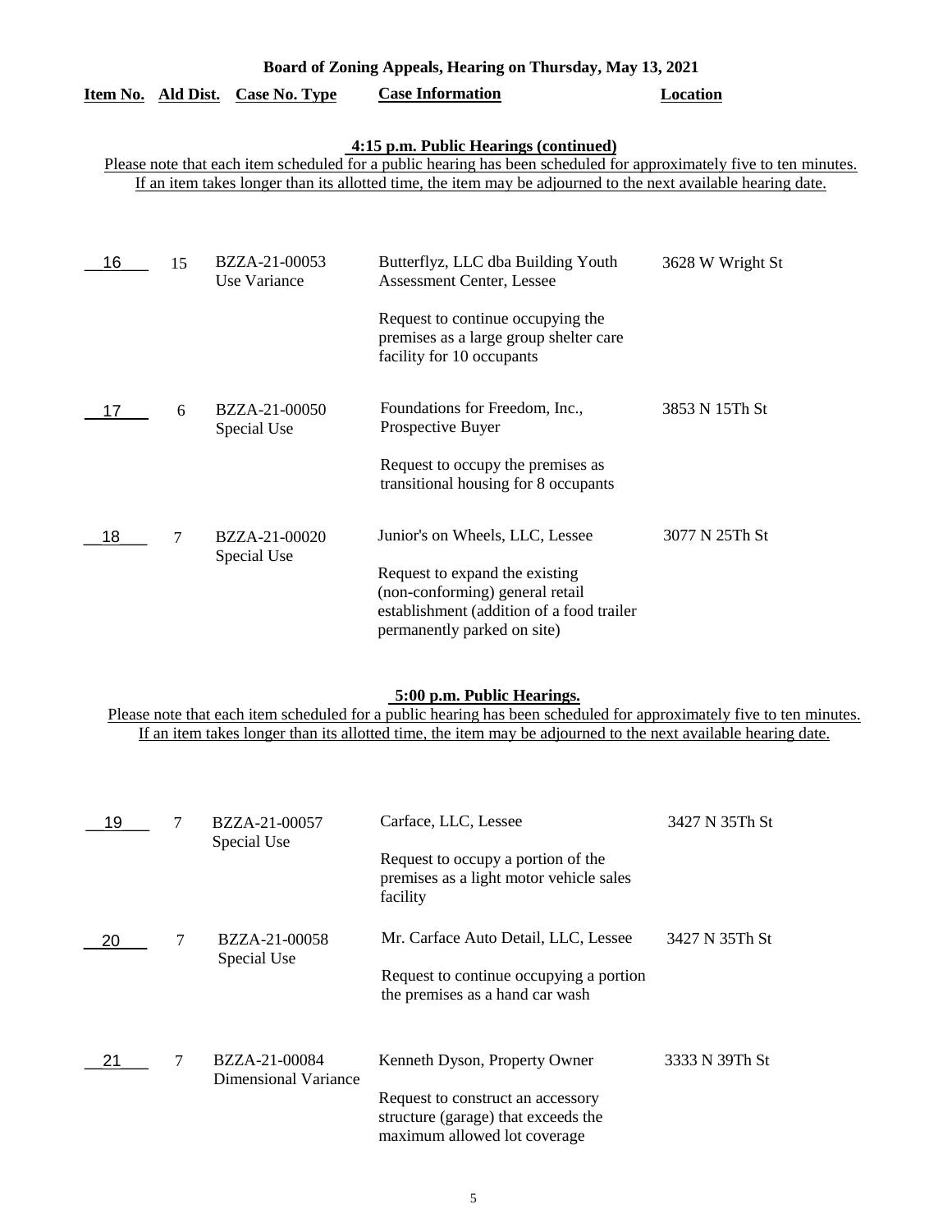**Board of Zoning Appeals, Hearing on Thursday, May 13, 2021**

**4:15 p.m. Public Hearings (continued)**

Please note that each item scheduled for a public hearing has been scheduled for approximately five to ten minutes. If an item takes longer than its allotted time, the item may be adjourned to the next available hearing date.

| Item No. | Ald Dist. | Case No. Type | Case Information | Location |
|---|---|---|---|---|
| 16 | 15 | BZZA-21-00053 Use Variance | Butterflyz, LLC dba Building Youth Assessment Center, Lessee<br><br>Request to continue occupying the premises as a large group shelter care facility for 10 occupants | 3628 W Wright St |
| 17 | 6 | BZZA-21-00050 Special Use | Foundations for Freedom, Inc., Prospective Buyer<br><br>Request to occupy the premises as transitional housing for 8 occupants | 3853 N 15Th St |
| 18 | 7 | BZZA-21-00020 Special Use | Junior's on Wheels, LLC, Lessee<br><br>Request to expand the existing (non-conforming) general retail establishment (addition of a food trailer permanently parked on site) | 3077 N 25Th St |

**5:00 p.m. Public Hearings.**

Please note that each item scheduled for a public hearing has been scheduled for approximately five to ten minutes. If an item takes longer than its allotted time, the item may be adjourned to the next available hearing date.

| Item No. | Ald Dist. | Case No. Type | Case Information | Location |
|---|---|---|---|---|
| 19 | 7 | BZZA-21-00057 Special Use | Carface, LLC, Lessee<br><br>Request to occupy a portion of the premises as a light motor vehicle sales facility | 3427 N 35Th St |
| 20 | 7 | BZZA-21-00058 Special Use | Mr. Carface Auto Detail, LLC, Lessee<br><br>Request to continue occupying a portion the premises as a hand car wash | 3427 N 35Th St |
| 21 | 7 | BZZA-21-00084 Dimensional Variance | Kenneth Dyson, Property Owner<br><br>Request to construct an accessory structure (garage) that exceeds the maximum allowed lot coverage | 3333 N 39Th St |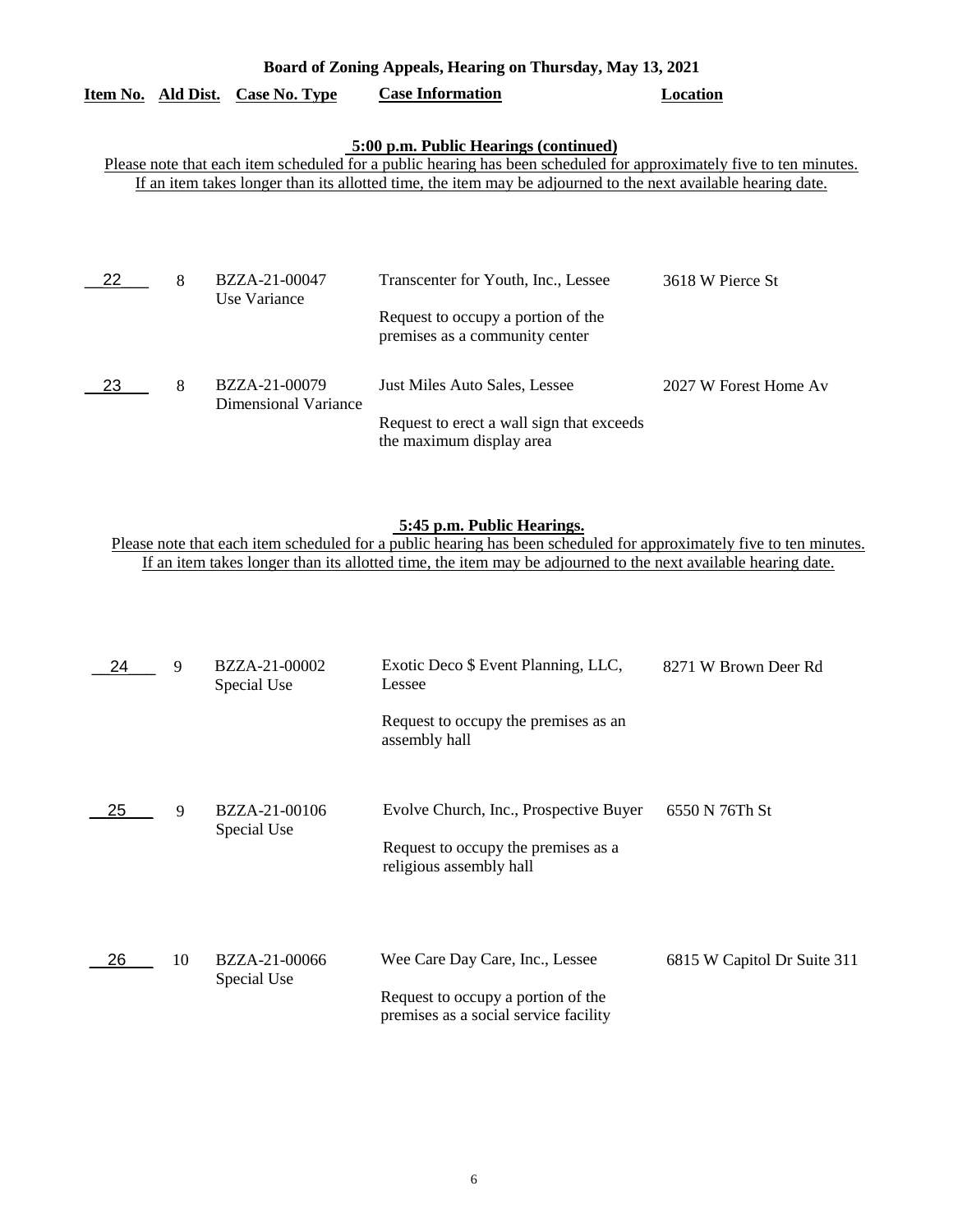**Board of Zoning Appeals, Hearing on Thursday, May 13, 2021**

| Item No. | Ald Dist. | Case No. Type | Case Information | Location |
|---|---|---|---|---|

**5:00 p.m. Public Hearings (continued)**

Please note that each item scheduled for a public hearing has been scheduled for approximately five to ten minutes. If an item takes longer than its allotted time, the item may be adjourned to the next available hearing date.

| Item No. | Ald Dist. | Case No. Type | Case Information | Location |
|---|---|---|---|---|
| 22 | 8 | BZZA-21-00047 Use Variance | Transcenter for Youth, Inc., Lessee<br><br>Request to occupy a portion of the premises as a community center | 3618 W Pierce St |
| 23 | 8 | BZZA-21-00079 Dimensional Variance | Just Miles Auto Sales, Lessee<br><br>Request to erect a wall sign that exceeds the maximum display area | 2027 W Forest Home Av |

**5:45 p.m. Public Hearings.**

Please note that each item scheduled for a public hearing has been scheduled for approximately five to ten minutes. If an item takes longer than its allotted time, the item may be adjourned to the next available hearing date.

| Item No. | Ald Dist. | Case No. Type | Case Information | Location |
|---|---|---|---|---|
| 24 | 9 | BZZA-21-00002 Special Use | Exotic Deco $ Event Planning, LLC, Lessee<br><br>Request to occupy the premises as an assembly hall | 8271 W Brown Deer Rd |
| 25 | 9 | BZZA-21-00106 Special Use | Evolve Church, Inc., Prospective Buyer<br><br>Request to occupy the premises as a religious assembly hall | 6550 N 76Th St |
| 26 | 10 | BZZA-21-00066 Special Use | Wee Care Day Care, Inc., Lessee<br><br>Request to occupy a portion of the premises as a social service facility | 6815 W Capitol Dr Suite 311 |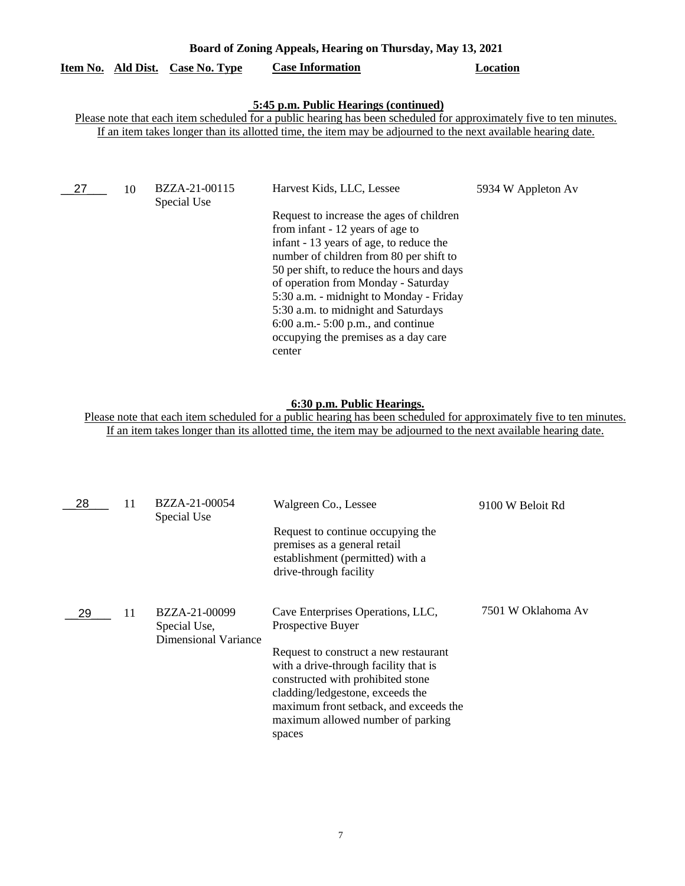# Board of Zoning Appeals, Hearing on Thursday, May 13, 2021

**5:45 p.m. Public Hearings (continued)**

Please note that each item scheduled for a public hearing has been scheduled for approximately five to ten minutes. If an item takes longer than its allotted time, the item may be adjourned to the next available hearing date.

| Item No. | Ald Dist. | Case No. Type | Case Information | Location |
|---|---|---|---|---|
| 27 | 10 | BZZA-21-00115 Special Use | Harvest Kids, LLC, Lessee<br><br>Request to increase the ages of children from infant - 12 years of age to infant - 13 years of age, to reduce the number of children from 80 per shift to 50 per shift, to reduce the hours and days of operation from Monday - Saturday 5:30 a.m. - midnight to Monday - Friday 5:30 a.m. to midnight and Saturdays 6:00 a.m.- 5:00 p.m., and continue occupying the premises as a day care center | 5934 W Appleton Av |

**6:30 p.m. Public Hearings.**

Please note that each item scheduled for a public hearing has been scheduled for approximately five to ten minutes. If an item takes longer than its allotted time, the item may be adjourned to the next available hearing date.

| Item No. | Ald Dist. | Case No. Type | Case Information | Location |
|---|---|---|---|---|
| 28 | 11 | BZZA-21-00054 Special Use | Walgreen Co., Lessee<br><br>Request to continue occupying the premises as a general retail establishment (permitted) with a drive-through facility | 9100 W Beloit Rd |
| 29 | 11 | BZZA-21-00099 Special Use, Dimensional Variance | Cave Enterprises Operations, LLC, Prospective Buyer<br><br>Request to construct a new restaurant with a drive-through facility that is constructed with prohibited stone cladding/ledgestone, exceeds the maximum front setback, and exceeds the maximum allowed number of parking spaces | 7501 W Oklahoma Av |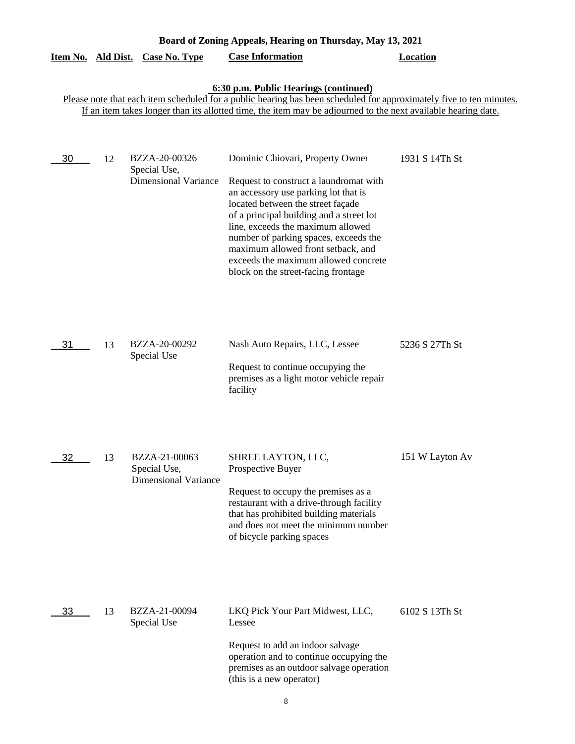**Board of Zoning Appeals, Hearing on Thursday, May 13, 2021**

| Item No. | Ald Dist. | Case No. Type | Case Information | Location |
|---|---|---|---|---|

**6:30 p.m. Public Hearings (continued)**

Please note that each item scheduled for a public hearing has been scheduled for approximately five to ten minutes. If an item takes longer than its allotted time, the item may be adjourned to the next available hearing date.

| Item No. | Ald Dist. | Case No. Type | Case Information | Location |
|---|---|---|---|---|
| 30 | 12 | BZZA-20-00326 Special Use, Dimensional Variance | Dominic Chiovari, Property Owner<br><br>Request to construct a laundromat with an accessory use parking lot that is located between the street façade of a principal building and a street lot line, exceeds the maximum allowed number of parking spaces, exceeds the maximum allowed front setback, and exceeds the maximum allowed concrete block on the street-facing frontage | 1931 S 14Th St |
| 31 | 13 | BZZA-20-00292 Special Use | Nash Auto Repairs, LLC, Lessee<br><br>Request to continue occupying the premises as a light motor vehicle repair facility | 5236 S 27Th St |
| 32 | 13 | BZZA-21-00063 Special Use, Dimensional Variance | SHREE LAYTON, LLC, Prospective Buyer<br><br>Request to occupy the premises as a restaurant with a drive-through facility that has prohibited building materials and does not meet the minimum number of bicycle parking spaces | 151 W Layton Av |
| 33 | 13 | BZZA-21-00094 Special Use | LKQ Pick Your Part Midwest, LLC, Lessee<br><br>Request to add an indoor salvage operation and to continue occupying the premises as an outdoor salvage operation (this is a new operator) | 6102 S 13Th St |